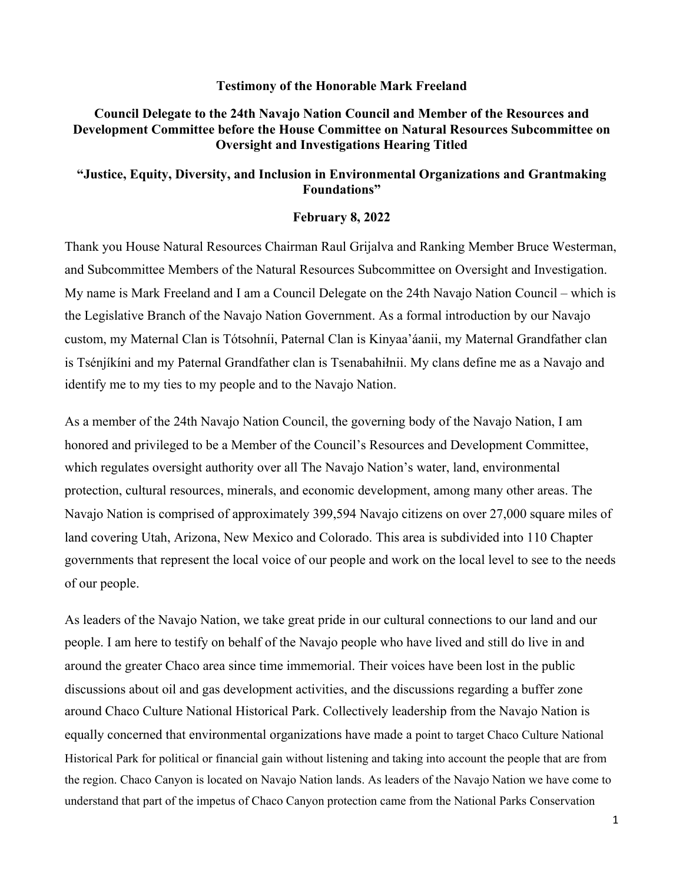**Testimony of the Honorable Mark Freeland**

**Council Delegate to the 24th Navajo Nation Council and Member of the Resources and Development Committee before the House Committee on Natural Resources Subcommittee on Oversight and Investigations Hearing Titled**

**"Justice, Equity, Diversity, and Inclusion in Environmental Organizations and Grantmaking Foundations"**

**February 8, 2022**

Thank you House Natural Resources Chairman Raul Grijalva and Ranking Member Bruce Westerman, and Subcommittee Members of the Natural Resources Subcommittee on Oversight and Investigation. My name is Mark Freeland and I am a Council Delegate on the 24th Navajo Nation Council – which is the Legislative Branch of the Navajo Nation Government. As a formal introduction by our Navajo custom, my Maternal Clan is Tótsohníí, Paternal Clan is Kinyaa'áanii, my Maternal Grandfather clan is Tsénjíkíni and my Paternal Grandfather clan is Tsenabahiłnii. My clans define me as a Navajo and identify me to my ties to my people and to the Navajo Nation.

As a member of the 24th Navajo Nation Council, the governing body of the Navajo Nation, I am honored and privileged to be a Member of the Council's Resources and Development Committee, which regulates oversight authority over all The Navajo Nation's water, land, environmental protection, cultural resources, minerals, and economic development, among many other areas. The Navajo Nation is comprised of approximately 399,594 Navajo citizens on over 27,000 square miles of land covering Utah, Arizona, New Mexico and Colorado. This area is subdivided into 110 Chapter governments that represent the local voice of our people and work on the local level to see to the needs of our people.

As leaders of the Navajo Nation, we take great pride in our cultural connections to our land and our people. I am here to testify on behalf of the Navajo people who have lived and still do live in and around the greater Chaco area since time immemorial. Their voices have been lost in the public discussions about oil and gas development activities, and the discussions regarding a buffer zone around Chaco Culture National Historical Park. Collectively leadership from the Navajo Nation is equally concerned that environmental organizations have made a point to target Chaco Culture National Historical Park for political or financial gain without listening and taking into account the people that are from the region. Chaco Canyon is located on Navajo Nation lands. As leaders of the Navajo Nation we have come to understand that part of the impetus of Chaco Canyon protection came from the National Parks Conservation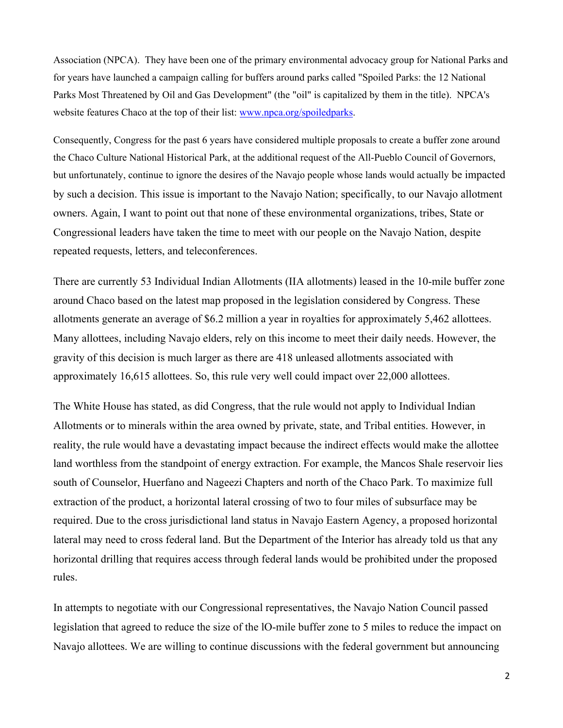Association (NPCA). They have been one of the primary environmental advocacy group for National Parks and for years have launched a campaign calling for buffers around parks called "Spoiled Parks: the 12 National Parks Most Threatened by Oil and Gas Development" (the "oil" is capitalized by them in the title). NPCA's website features Chaco at the top of their list: [www.npca.org/spoiledparks](www.npca.org/spoiledparks).

Consequently, Congress for the past 6 years have considered multiple proposals to create a buffer zone around the Chaco Culture National Historical Park, at the additional request of the All-Pueblo Council of Governors, but unfortunately, continue to ignore the desires of the Navajo people whose lands would actually be impacted by such a decision. This issue is important to the Navajo Nation; specifically, to our Navajo allotment owners. Again, I want to point out that none of these environmental organizations, tribes, State or Congressional leaders have taken the time to meet with our people on the Navajo Nation, despite repeated requests, letters, and teleconferences.

There are currently 53 Individual Indian Allotments (IIA allotments) leased in the 10-mile buffer zone around Chaco based on the latest map proposed in the legislation considered by Congress. These allotments generate an average of \$6.2 million a year in royalties for approximately 5,462 allottees. Many allottees, including Navajo elders, rely on this income to meet their daily needs. However, the gravity of this decision is much larger as there are 418 unleased allotments associated with approximately 16,615 allottees. So, this rule very well could impact over 22,000 allottees.

The White House has stated, as did Congress, that the rule would not apply to Individual Indian Allotments or to minerals within the area owned by private, state, and Tribal entities. However, in reality, the rule would have a devastating impact because the indirect effects would make the allottee land worthless from the standpoint of energy extraction. For example, the Mancos Shale reservoir lies south of Counselor, Huerfano and Nageezi Chapters and north of the Chaco Park. To maximize full extraction of the product, a horizontal lateral crossing of two to four miles of subsurface may be required. Due to the cross jurisdictional land status in Navajo Eastern Agency, a proposed horizontal lateral may need to cross federal land. But the Department of the Interior has already told us that any horizontal drilling that requires access through federal lands would be prohibited under the proposed rules.

In attempts to negotiate with our Congressional representatives, the Navajo Nation Council passed legislation that agreed to reduce the size of the lO-mile buffer zone to 5 miles to reduce the impact on Navajo allottees. We are willing to continue discussions with the federal government but announcing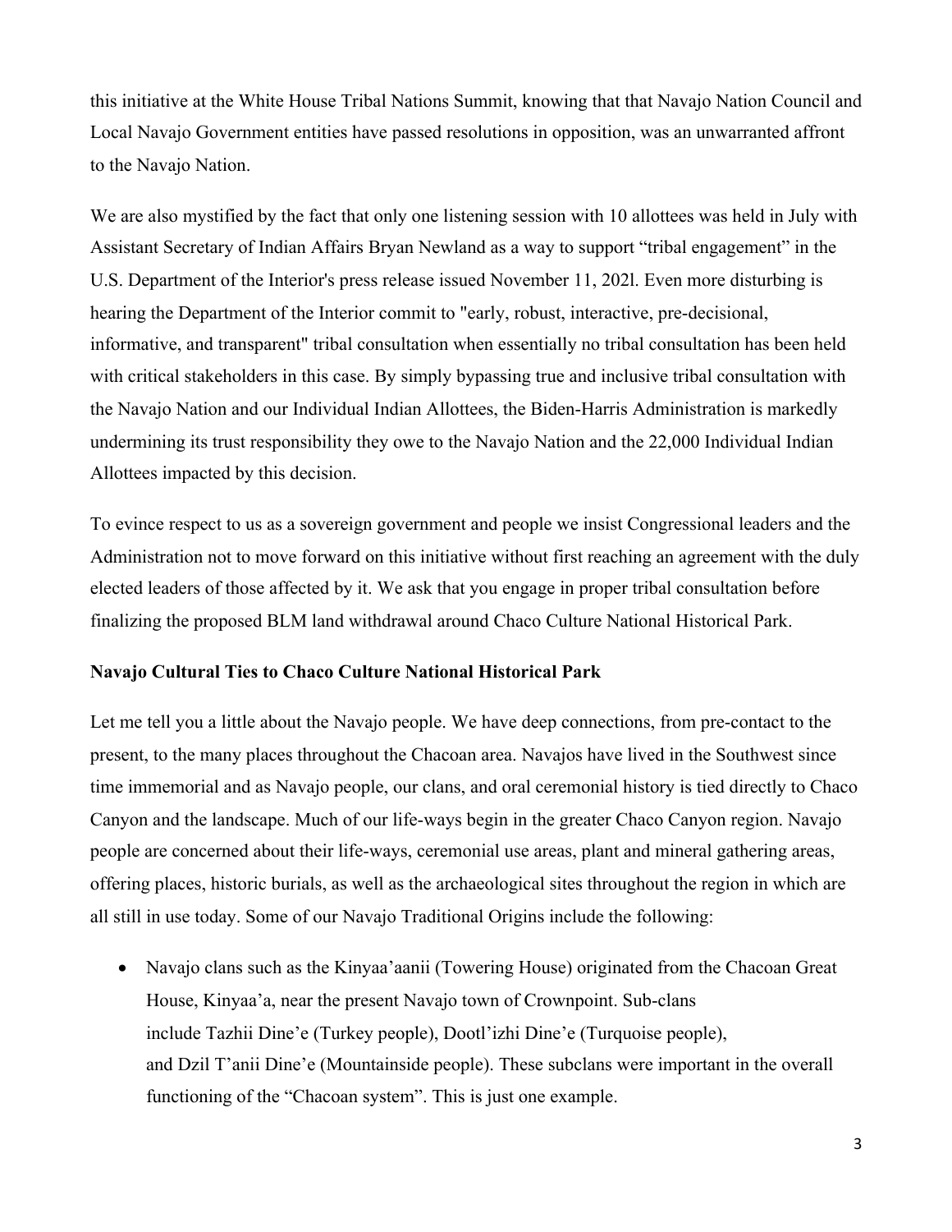this initiative at the White House Tribal Nations Summit, knowing that that Navajo Nation Council and Local Navajo Government entities have passed resolutions in opposition, was an unwarranted affront to the Navajo Nation.

We are also mystified by the fact that only one listening session with 10 allottees was held in July with Assistant Secretary of Indian Affairs Bryan Newland as a way to support "tribal engagement" in the U.S. Department of the Interior's press release issued November 11, 202l. Even more disturbing is hearing the Department of the Interior commit to "early, robust, interactive, pre-decisional, informative, and transparent" tribal consultation when essentially no tribal consultation has been held with critical stakeholders in this case. By simply bypassing true and inclusive tribal consultation with the Navajo Nation and our Individual Indian Allottees, the Biden-Harris Administration is markedly undermining its trust responsibility they owe to the Navajo Nation and the 22,000 Individual Indian Allottees impacted by this decision.

To evince respect to us as a sovereign government and people we insist Congressional leaders and the Administration not to move forward on this initiative without first reaching an agreement with the duly elected leaders of those affected by it. We ask that you engage in proper tribal consultation before finalizing the proposed BLM land withdrawal around Chaco Culture National Historical Park.

**Navajo Cultural Ties to Chaco Culture National Historical Park**

Let me tell you a little about the Navajo people. We have deep connections, from pre-contact to the present, to the many places throughout the Chacoan area. Navajos have lived in the Southwest since time immemorial and as Navajo people, our clans, and oral ceremonial history is tied directly to Chaco Canyon and the landscape. Much of our life-ways begin in the greater Chaco Canyon region. Navajo people are concerned about their life-ways, ceremonial use areas, plant and mineral gathering areas, offering places, historic burials, as well as the archaeological sites throughout the region in which are all still in use today. Some of our Navajo Traditional Origins include the following:

- Navajo clans such as the Kinyaa'aanii (Towering House) originated from the Chacoan Great House, Kinyaa'a, near the present Navajo town of Crownpoint. Sub-clans include Tazhii Dine'e (Turkey people), Dootl'izhi Dine'e (Turquoise people), and Dzil T'anii Dine'e (Mountainside people). These subclans were important in the overall functioning of the "Chacoan system". This is just one example.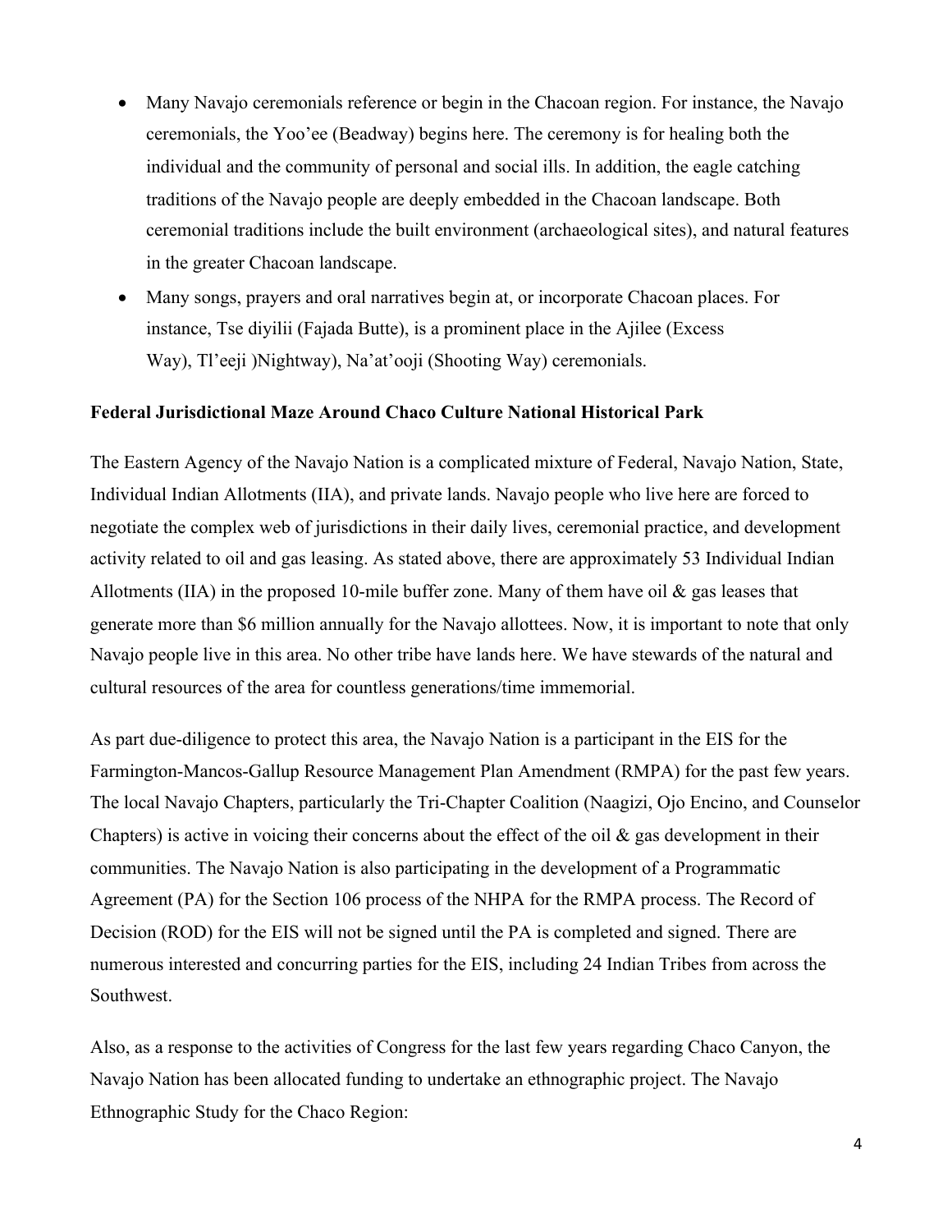- Many Navajo ceremonials reference or begin in the Chacoan region. For instance, the Navajo ceremonials, the Yoo'ee (Beadway) begins here. The ceremony is for healing both the individual and the community of personal and social ills. In addition, the eagle catching traditions of the Navajo people are deeply embedded in the Chacoan landscape. Both ceremonial traditions include the built environment (archaeological sites), and natural features in the greater Chacoan landscape.
- Many songs, prayers and oral narratives begin at, or incorporate Chacoan places. For instance, Tse diyilii (Fajada Butte), is a prominent place in the Ajilee (Excess Way), Tl'eeji )Nightway), Na'at'ooji (Shooting Way) ceremonials.

**Federal Jurisdictional Maze Around Chaco Culture National Historical Park**

The Eastern Agency of the Navajo Nation is a complicated mixture of Federal, Navajo Nation, State, Individual Indian Allotments (IIA), and private lands. Navajo people who live here are forced to negotiate the complex web of jurisdictions in their daily lives, ceremonial practice, and development activity related to oil and gas leasing. As stated above, there are approximately 53 Individual Indian Allotments (IIA) in the proposed 10-mile buffer zone. Many of them have oil & gas leases that generate more than $6 million annually for the Navajo allottees. Now, it is important to note that only Navajo people live in this area. No other tribe have lands here. We have stewards of the natural and cultural resources of the area for countless generations/time immemorial.

As part due-diligence to protect this area, the Navajo Nation is a participant in the EIS for the Farmington-Mancos-Gallup Resource Management Plan Amendment (RMPA) for the past few years. The local Navajo Chapters, particularly the Tri-Chapter Coalition (Naagizi, Ojo Encino, and Counselor Chapters) is active in voicing their concerns about the effect of the oil & gas development in their communities. The Navajo Nation is also participating in the development of a Programmatic Agreement (PA) for the Section 106 process of the NHPA for the RMPA process. The Record of Decision (ROD) for the EIS will not be signed until the PA is completed and signed. There are numerous interested and concurring parties for the EIS, including 24 Indian Tribes from across the Southwest.

Also, as a response to the activities of Congress for the last few years regarding Chaco Canyon, the Navajo Nation has been allocated funding to undertake an ethnographic project. The Navajo Ethnographic Study for the Chaco Region: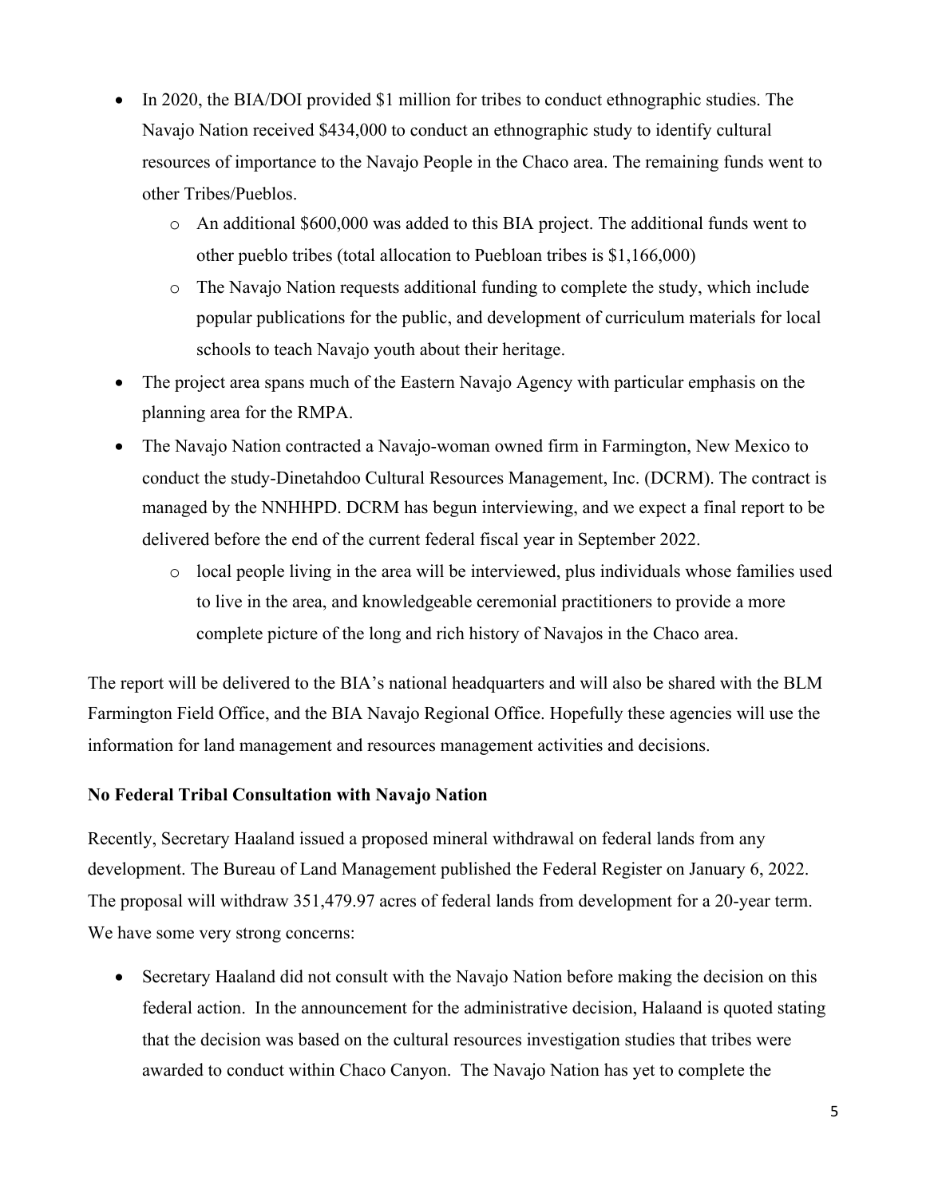- In 2020, the BIA/DOI provided $1 million for tribes to conduct ethnographic studies. The Navajo Nation received $434,000 to conduct an ethnographic study to identify cultural resources of importance to the Navajo People in the Chaco area. The remaining funds went to other Tribes/Pueblos.
  - An additional $600,000 was added to this BIA project. The additional funds went to other pueblo tribes (total allocation to Puebloan tribes is $1,166,000)
  - The Navajo Nation requests additional funding to complete the study, which include popular publications for the public, and development of curriculum materials for local schools to teach Navajo youth about their heritage.
- The project area spans much of the Eastern Navajo Agency with particular emphasis on the planning area for the RMPA.
- The Navajo Nation contracted a Navajo-woman owned firm in Farmington, New Mexico to conduct the study-Dinetahdoo Cultural Resources Management, Inc. (DCRM). The contract is managed by the NNHHPD. DCRM has begun interviewing, and we expect a final report to be delivered before the end of the current federal fiscal year in September 2022.
  - local people living in the area will be interviewed, plus individuals whose families used to live in the area, and knowledgeable ceremonial practitioners to provide a more complete picture of the long and rich history of Navajos in the Chaco area.

The report will be delivered to the BIA's national headquarters and will also be shared with the BLM Farmington Field Office, and the BIA Navajo Regional Office. Hopefully these agencies will use the information for land management and resources management activities and decisions.

**No Federal Tribal Consultation with Navajo Nation**

Recently, Secretary Haaland issued a proposed mineral withdrawal on federal lands from any development. The Bureau of Land Management published the Federal Register on January 6, 2022. The proposal will withdraw 351,479.97 acres of federal lands from development for a 20-year term. We have some very strong concerns:

- Secretary Haaland did not consult with the Navajo Nation before making the decision on this federal action. In the announcement for the administrative decision, Halaand is quoted stating that the decision was based on the cultural resources investigation studies that tribes were awarded to conduct within Chaco Canyon. The Navajo Nation has yet to complete the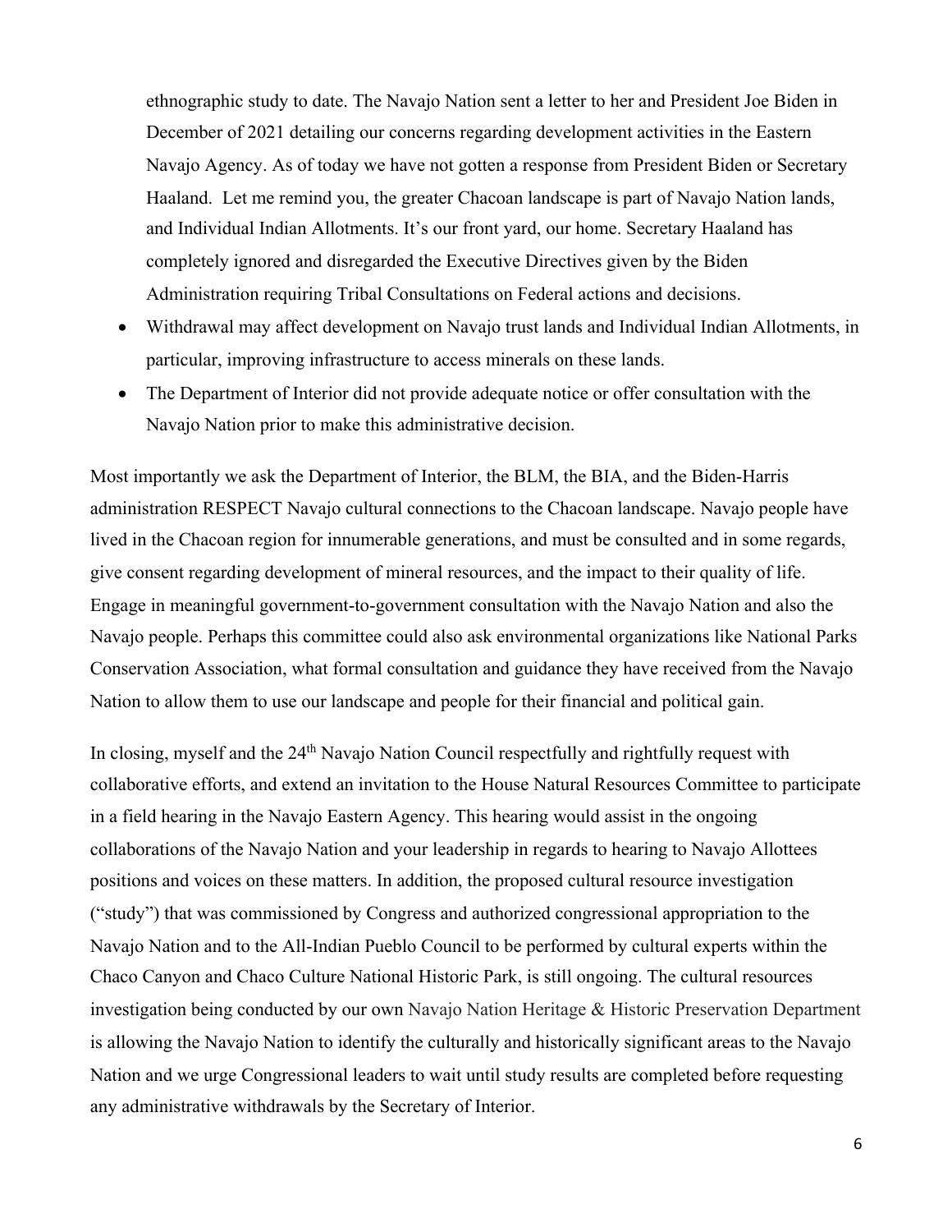ethnographic study to date. The Navajo Nation sent a letter to her and President Joe Biden in December of 2021 detailing our concerns regarding development activities in the Eastern Navajo Agency. As of today we have not gotten a response from President Biden or Secretary Haaland. Let me remind you, the greater Chacoan landscape is part of Navajo Nation lands, and Individual Indian Allotments. It's our front yard, our home. Secretary Haaland has completely ignored and disregarded the Executive Directives given by the Biden Administration requiring Tribal Consultations on Federal actions and decisions.

- Withdrawal may affect development on Navajo trust lands and Individual Indian Allotments, in particular, improving infrastructure to access minerals on these lands.
- The Department of Interior did not provide adequate notice or offer consultation with the Navajo Nation prior to make this administrative decision.

Most importantly we ask the Department of Interior, the BLM, the BIA, and the Biden-Harris administration RESPECT Navajo cultural connections to the Chacoan landscape. Navajo people have lived in the Chacoan region for innumerable generations, and must be consulted and in some regards, give consent regarding development of mineral resources, and the impact to their quality of life. Engage in meaningful government-to-government consultation with the Navajo Nation and also the Navajo people. Perhaps this committee could also ask environmental organizations like National Parks Conservation Association, what formal consultation and guidance they have received from the Navajo Nation to allow them to use our landscape and people for their financial and political gain.

In closing, myself and the 24th Navajo Nation Council respectfully and rightfully request with collaborative efforts, and extend an invitation to the House Natural Resources Committee to participate in a field hearing in the Navajo Eastern Agency. This hearing would assist in the ongoing collaborations of the Navajo Nation and your leadership in regards to hearing to Navajo Allottees positions and voices on these matters. In addition, the proposed cultural resource investigation ("study") that was commissioned by Congress and authorized congressional appropriation to the Navajo Nation and to the All-Indian Pueblo Council to be performed by cultural experts within the Chaco Canyon and Chaco Culture National Historic Park, is still ongoing. The cultural resources investigation being conducted by our own Navajo Nation Heritage & Historic Preservation Department is allowing the Navajo Nation to identify the culturally and historically significant areas to the Navajo Nation and we urge Congressional leaders to wait until study results are completed before requesting any administrative withdrawals by the Secretary of Interior.